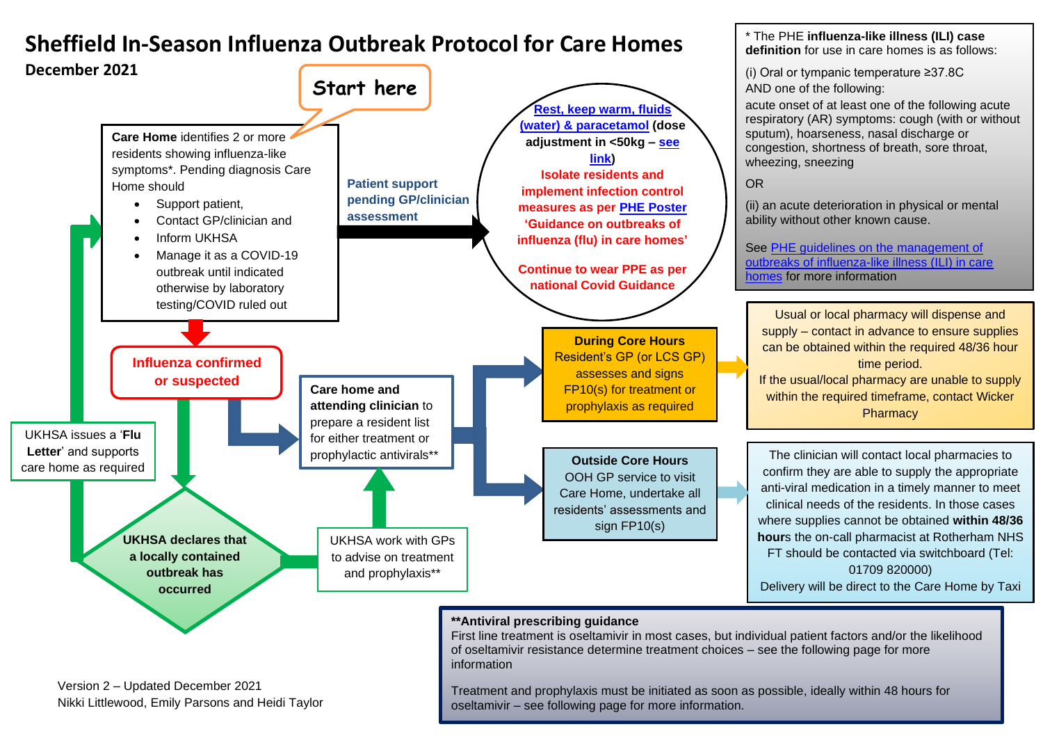# Sheffield In-Season Influenza Outbreak Protocol for Care Homes

**December 2021**

Start here

**Care Home** identifies 2 or more residents showing influenza-like symptoms*. Pending diagnosis Care Home should

- Support patient,
- Contact GP/clinician and
- Inform UKHSA
- Manage it as a COVID-19 outbreak until indicated otherwise by laboratory testing/COVID ruled out

**Patient support pending GP/clinician assessment**

**Rest, keep warm, fluids (water) & paracetamol** (dose adjustment in <50kg – see link)

**Isolate residents and implement infection control measures as per PHE Poster 'Guidance on outbreaks of influenza (flu) in care homes'**

**Continue to wear PPE as per national Covid Guidance**

\* The PHE **influenza-like illness (ILI) case definition** for use in care homes is as follows:

(i) Oral or tympanic temperature ≥37.8C
AND one of the following:
acute onset of at least one of the following acute respiratory (AR) symptoms: cough (with or without sputum), hoarseness, nasal discharge or congestion, shortness of breath, sore throat, wheezing, sneezing

OR

(ii) an acute deterioration in physical or mental ability without other known cause.

See PHE guidelines on the management of outbreaks of influenza-like illness (ILI) in care homes for more information

**Influenza confirmed or suspected**

UKHSA issues a '**Flu Letter**' and supports care home as required

**UKHSA declares that a locally contained outbreak has occurred**

UKHSA work with GPs to advise on treatment and prophylaxis**

**Care home and attending clinician** to prepare a resident list for either treatment or prophylactic antivirals**

**During Core Hours**
Resident's GP (or LCS GP) assesses and signs FP10(s) for treatment or prophylaxis as required

Usual or local pharmacy will dispense and supply – contact in advance to ensure supplies can be obtained within the required 48/36 hour time period.
If the usual/local pharmacy are unable to supply within the required timeframe, contact Wicker Pharmacy

**Outside Core Hours**
OOH GP service to visit Care Home, undertake all residents' assessments and sign FP10(s)

The clinician will contact local pharmacies to confirm they are able to supply the appropriate anti-viral medication in a timely manner to meet clinical needs of the residents. In those cases where supplies cannot be obtained **within 48/36 hour**s the on-call pharmacist at Rotherham NHS FT should be contacted via switchboard (Tel: 01709 820000)
Delivery will be direct to the Care Home by Taxi

**\*\*Antiviral prescribing guidance**
First line treatment is oseltamivir in most cases, but individual patient factors and/or the likelihood of oseltamivir resistance determine treatment choices – see the following page for more information

Treatment and prophylaxis must be initiated as soon as possible, ideally within 48 hours for oseltamivir – see following page for more information.

Version 2 – Updated December 2021
Nikki Littlewood, Emily Parsons and Heidi Taylor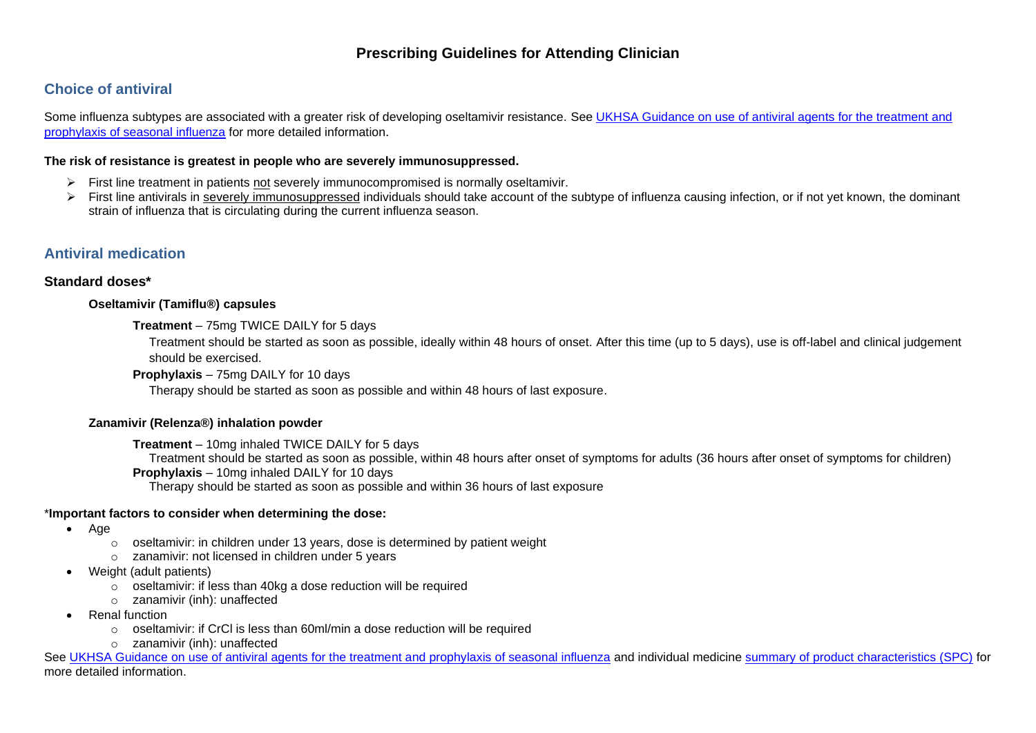# Prescribing Guidelines for Attending Clinician

## Choice of antiviral

Some influenza subtypes are associated with a greater risk of developing oseltamivir resistance. See [UKHSA Guidance on use of antiviral agents for the treatment and prophylaxis of seasonal influenza]() for more detailed information.

**The risk of resistance is greatest in people who are severely immunosuppressed.**

- First line treatment in patients not severely immunocompromised is normally oseltamivir.
- First line antivirals in severely immunosuppressed individuals should take account of the subtype of influenza causing infection, or if not yet known, the dominant strain of influenza that is circulating during the current influenza season.

## Antiviral medication

### Standard doses*

**Oseltamivir (Tamiflu®) capsules**

**Treatment** – 75mg TWICE DAILY for 5 days

Treatment should be started as soon as possible, ideally within 48 hours of onset. After this time (up to 5 days), use is off-label and clinical judgement should be exercised.

**Prophylaxis** – 75mg DAILY for 10 days

Therapy should be started as soon as possible and within 48 hours of last exposure.

**Zanamivir (Relenza®) inhalation powder**

**Treatment** – 10mg inhaled TWICE DAILY for 5 days

Treatment should be started as soon as possible, within 48 hours after onset of symptoms for adults (36 hours after onset of symptoms for children)

**Prophylaxis** – 10mg inhaled DAILY for 10 days

Therapy should be started as soon as possible and within 36 hours of last exposure

***Important factors to consider when determining the dose:**

- Age
  - oseltamivir: in children under 13 years, dose is determined by patient weight
  - zanamivir: not licensed in children under 5 years
- Weight (adult patients)
  - oseltamivir: if less than 40kg a dose reduction will be required
  - zanamivir (inh): unaffected
- Renal function
  - oseltamivir: if CrCl is less than 60ml/min a dose reduction will be required
  - zanamivir (inh): unaffected

See [UKHSA Guidance on use of antiviral agents for the treatment and prophylaxis of seasonal influenza]() and individual medicine [summary of product characteristics (SPC)]() for more detailed information.